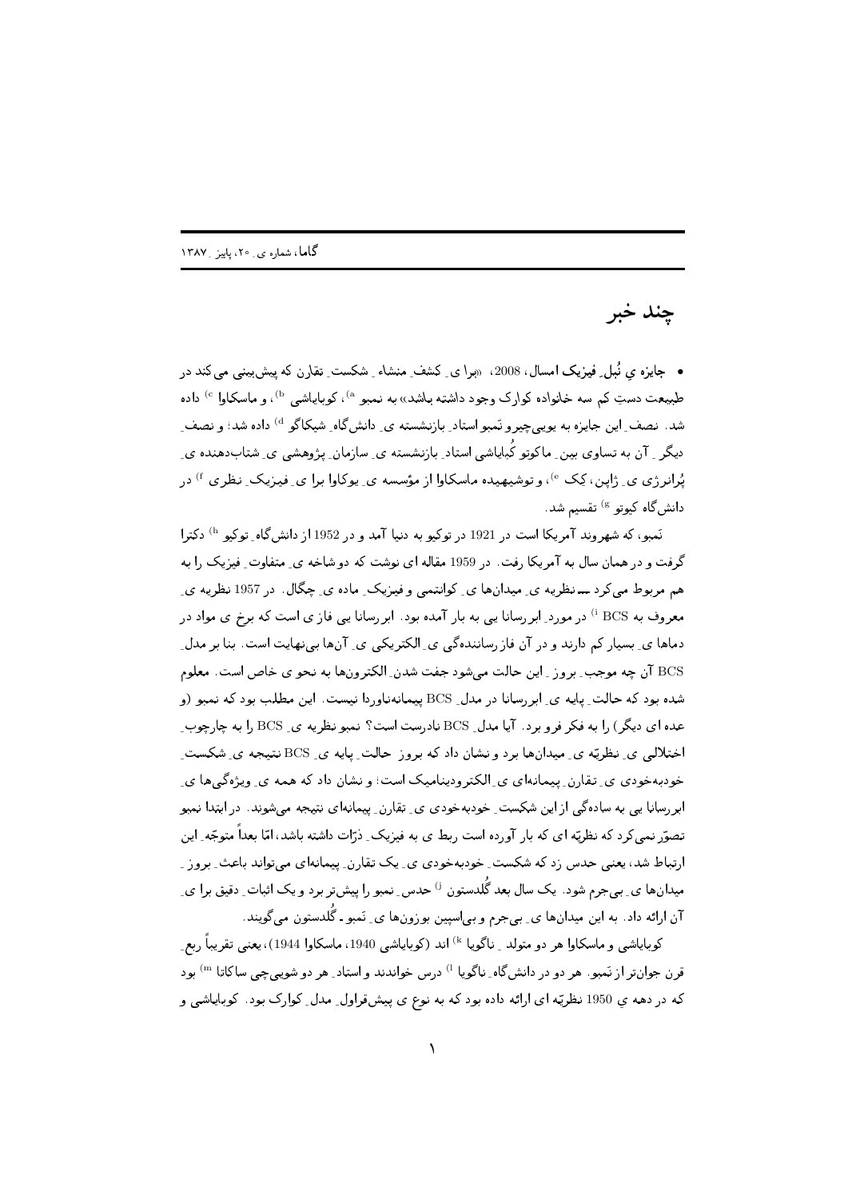# چند خبر

• **جایزه ی نُبل ِ فیزیک امسال**، 2008، «برا ی ِ کشف ِ منشاء ِ شکست ِ تقارن که پیش‌بینی می کند در طبیعت دستِ کم سه خانواده کوارک وجود داشته باشد» به نمبو [a]، کوبایاشی [b]، و ماسکاوا [c] داده شد. نصف ِ این جایزه به یویی‌چیرو نَمبو استاد ِ بازنشسته ی ِ دانش‌گاه ِ شیکاگو [d] داده شد؛ و نصف ِ دیگر ِ آن به تساوی بین ِ ماکوتو کُبایاشی استاد ِ بازنشسته ی ِ سازمان ِ پژوهشی ی ِ شتاب‌دهنده ی ِ پُرانرژی ی ِ ژاپن، کِک [e]، و توشیهیده ماسکاوا از مؤسسه ی ِ یوکاوا برا ی ِ فیزیک ِ نظری [f] در دانش‌گاه کیوتو [g] تقسیم شد.

نَمبو، که شهروند آمریکا است در 1921 در توکیو به دنیا آمد و در 1952 از دانش‌گاه ِ توکیو [h] دکترا گرفت و در همان سال به آمریکا رفت. در 1959 مقاله ای نوشت که دو شاخه ی ِ متفاوت ِ فیزیک را به هم مربوط می‌کرد ـــ نظریه ی ِ میدان‌ها ی ِ کوانتمی و فیزیک ِ ماده ی ِ چگال. در 1957 نظریه ی ِ معروف به BCS [i] در مورد ِ ابررسانا یی به بار آمده بود. ابررسانا یی فاز ی است که برخ ی مواد در دماها ی ِ بسیار کم دارند و در آن فازرسانندگی ی ِ الکتریکی ی ِ آن‌ها بی‌نهایت است. بنا بر مدل ِ BCS آن چه موجب ِ بروز ِ این حالت می‌شود جفت شدن ِ الکترون‌ها به نحو ی خاص است. معلوم شده بود که حالت ِ پایه ی ِ ابررسانا در مدل ِ BCS پیمانه‌ناوردا نیست. این مطلب بود که نمبو (و عده ای دیگر) را به فکر فرو برد. آیا مدل ِ BCS نادرست است؟ نمبو نظریه ی ِ BCS را به چارچوب ِ اختلالی ی ِ نظریّه ی ِ میدان‌ها برد و نشان داد که بروز ِ حالت ِ پایه ی ِ BCS نتیجه ی ِ شکست ِ خودبه‌خودی ی ِ تقارن ِ پیمانه‌ای ی ِ الکترودینامیک است؛ و نشان داد که همه ی ِ ویژه‌گی‌ها ی ِ ابررسانا یی به ساده‌گی از این شکست ِ خودبه‌خودی ی ِ تقارن ِ پیمانه‌ای نتیجه می‌شوند. در ابتدا نمبو تصوّر نمی‌کرد که نظریّه ای که بار آورده است ربط ی به فیزیک ِ ذرّات داشته باشد، امّا بعداً متوجّه ِ این ارتباط شد، یعنی حدس زد که شکست ِ خودبه‌خودی ی ِ یک تقارن ِ پیمانه‌ای می‌تواند باعث ِ بروز ِ میدان‌ها ی ِ بی‌جرم شود. یک سال بعد گُلدستون [j] حدس ِ نمبو را پیش‌تر برد و یک اثبات ِ دقیق برا ی ِ آن ارائه داد. به این میدان‌ها ی ِ بی‌جرم و بی‌اسپین بوزون‌ها ی ِ نَمبو ـ گُلدستون می‌گویند.

کوبایاشی و ماسکاوا هر دو متولد ِ ناگویا [k] اند (کوبایاشی 1940، ماسکاوا 1944)، یعنی تقریباً ربع ِ قرن جوان‌تر از نَمبو. هر دو در دانش‌گاه ِ ناگویا [l] درس خواندند و استاد ِ هر دو شویی‌چی ساکاتا [m] بود که در دهه ی 1950 نظریّه ای ارائه داده بود که به نوع ی پیش‌قراول ِ مدل ِ کوارک بود. کوبایاشی و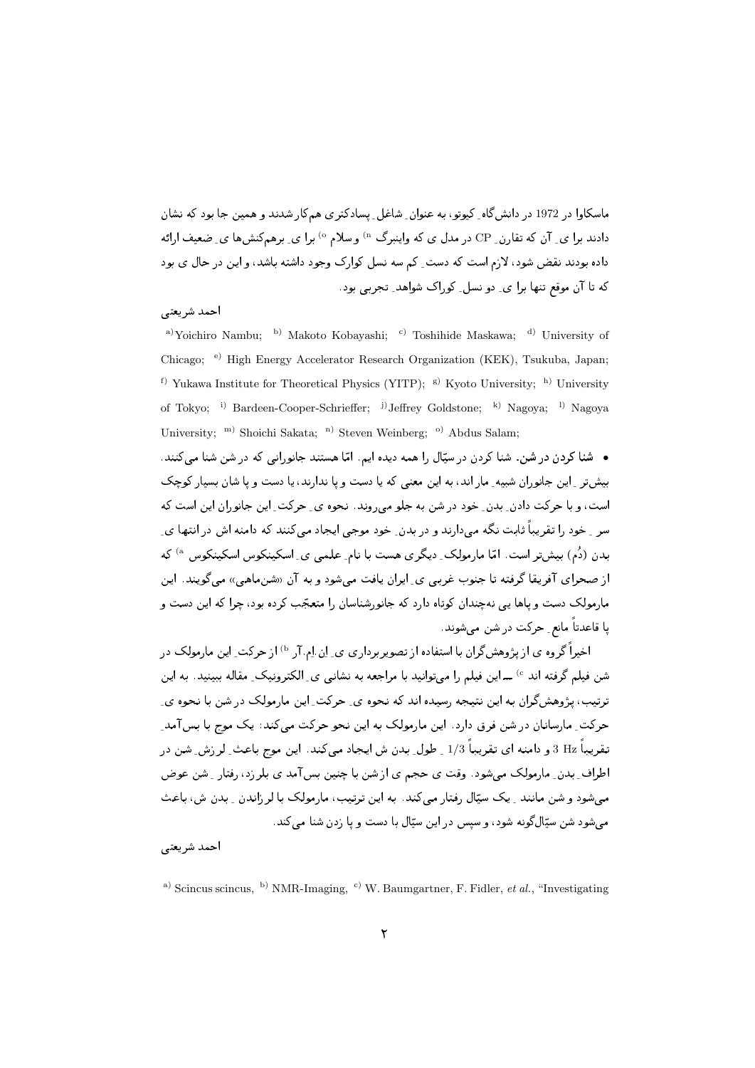ماسکاوا در 1972 در دانش‌گاه ِ کیوتو، به عنوان ِ شاغل ِ پسادکتری هم‌کار شدند و همین جا بود که نشان دادند برا ی ِ آن که تقارن ِ CP در مدل ی که واینبرگ [n] و سلام [o] برا ی ِ برهم‌کنش‌ها ی ِ ضعیف ارائه داده بودند نقض شود، لازم است که دست ِ کم سه نسل کوارک وجود داشته باشد، و این در حال ی بود که تا آن موقع تنها برا ی ِ دو نسل ِ کوارک شواهد ِ تجربی بود.

احمد شریعتی

[a] Yoichiro Nambu; [b] Makoto Kobayashi; [c] Toshihide Maskawa; [d] University of Chicago; [e] High Energy Accelerator Research Organization (KEK), Tsukuba, Japan; [f] Yukawa Institute for Theoretical Physics (YITP); [g] Kyoto University; [h] University of Tokyo; [i] Bardeen-Cooper-Schrieffer; [j] Jeffrey Goldstone; [k] Nagoya; [l] Nagoya University; [m] Shoichi Sakata; [n] Steven Weinberg; [o] Abdus Salam;

- **شنا کردن در شن.** شنا کردن در سیّال را همه دیده ایم. امّا هستند جانورانی که در شن شنا می‌کنند. بیش‌تر ِ این جانوران شبیه ِ مار اند، به این معنی که یا دست و پا ندارند، یا دست و پا شان بسیار کوچک است، و با حرکت دادن ِ بدن ِ خود در شن به جلو می‌روند. نحوه ی ِ حرکت ِ این جانوران این است که سر ِ خود را تقریباً ثابت نگه می‌دارند و در بدن ِ خود موجی ایجاد می‌کنند که دامنه اش در انتها ی ِ بدن (دُم) بیش‌تر است. امّا مارمولک ِ دیگری هست با نام ِ علمی ی ِ اسکینکوس اسکینکوس [a] که از صحرای آفریقا گرفته تا جنوب غربی ی ِ ایران یافت می‌شود و به آن «شن‌ماهی» می‌گویند. این مارمولک دست و پاها یی نه‌چندان کوتاه دارد که جانورشناسان را متعجّب کرده بود، چرا که این دست و پا قاعدتاً مانع ِ حرکت در شن می‌شوند.

اخیراً گروه ی از پژوهش‌گران با استفاده از تصویربرداری ی ِ اِن.اِم.آر [b] از حرکت ِ این مارمولک در شن فیلم گرفته اند [c] — این فیلم را می‌توانید با مراجعه به نشانی ی ِ الکترونیک ِ مقاله ببینید. به این ترتیب، پژوهش‌گران به این نتیجه رسیده اند که نحوه ی ِ حرکت ِ این مارمولک در شن با نحوه ی ِ حرکت ِ مارسانان در شن فرق دارد. این مارمولک به این نحو حرکت می‌کند: یک موج با بس‌آمد ِ تقریباً 3 Hz و دامنه ای تقریباً 1/3 ِ طول ِ بدن ش ایجاد می‌کند. این موج باعث ِ لرزش ِ شن در اطراف ِ بدن ِ مارمولک می‌شود. وقت ی حجم ی از شن با چنین بس‌آمد ی بلرزد، رفتار ِ شن عوض می‌شود و شن مانند ِ یک سیّال رفتار می‌کند. به این ترتیب، مارمولک با لرزاندن ِ بدن ش، باعث می‌شود شن سیّال‌گونه شود، و سپس در این سیّال با دست و پا زدن شنا می‌کند.

احمد شریعتی

[a] Scincus scincus, [b] NMR-Imaging, [c] W. Baumgartner, F. Fidler, *et al.*, "Investigating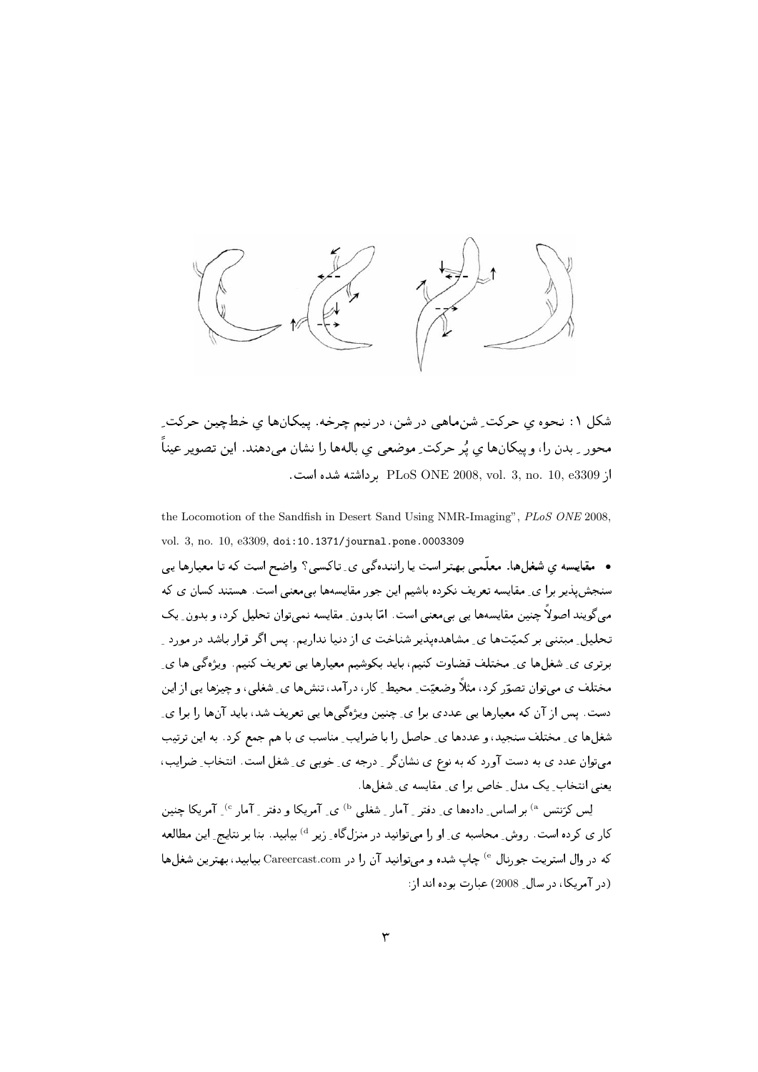شکل ۱: نحوه ی حرکت ِ شن‌ماهی در شن، در نیم چرخه. پیکان‌ها ی خط‌چین حرکت ِ محور ِ بدن را، و پیکان‌ها ی پُر حرکت ِ موضعی ی باله‌ها را نشان می‌دهند. این تصویر عیناً از PLoS ONE 2008, vol. 3, no. 10, e3309 برداشته شده است.

the Locomotion of the Sandfish in Desert Sand Using NMR-Imaging", *PLoS ONE* 2008, vol. 3, no. 10, e3309, doi:10.1371/journal.pone.0003309

• **مقایسه ی شغل‌ها.** معلّمی بهتر است یا راننده‌گی ی ِ تاکسی؟ واضح است که تا معیارها یی سنجش‌پذیر برا ی ِ مقایسه تعریف نکرده باشیم این جور مقایسه‌ها بی‌معنی است. هستند کسان ی که می‌گویند اصولاً چنین مقایسه‌ها یی بی‌معنی است. امّا بدون ِ مقایسه نمی‌توان تحلیل کرد، و بدون ِ یک تحلیل ِ مبتنی بر کمیّت‌ها ی ِ مشاهده‌پذیر شناخت ی از دنیا نداریم. پس اگر قرار باشد در مورد ِ برتری ی ِ شغل‌ها ی ِ مختلف قضاوت کنیم، باید بکوشیم معیارها یی تعریف کنیم. ویژه‌گی ها ی ِ مختلف ی می‌توان تصوّر کرد، مثلاً وضعیّت ِ محیط ِ کار، درآمد، تنش‌ها ی ِ شغلی، و چیزها یی از این دست. پس از آن که معیارها یی عددی برا ی ِ چنین ویژه‌گی‌ها یی تعریف شد، باید آن‌ها را برا ی ِ شغل‌ها ی ِ مختلف سنجید، و عددها ی ِ حاصل را با ضرایب ِ مناسب ی با هم جمع کرد. به این ترتیب می‌توان عدد ی به دست آورد که به نوع ی نشان‌گر ِ درجه ی ِ خوبی ی ِ شغل است. انتخاب ِ ضرایب، یعنی انتخاب ِ یک مدل ِ خاص برا ی ِ مقایسه ی ِ شغل‌ها.

لِس کرَنتس [a] بر اساس ِ داده‌ها ی ِ دفتر ِ آمار ِ شغلی [b] ی ِ آمریکا و دفتر ِ آمار [c] ِ آمریکا چنین کار ی کرده است. روش ِ محاسبه ی ِ او را می‌توانید در منزل‌گاه ِ زیر [d] بیابید. بنا بر نتایج ِ این مطالعه که در وال استریت جورنال [e] چاپ شده و می‌توانید آن را در Careercast.com بیابید، بهترین شغل‌ها (در آمریکا، در سال ِ 2008) عبارت بوده اند از: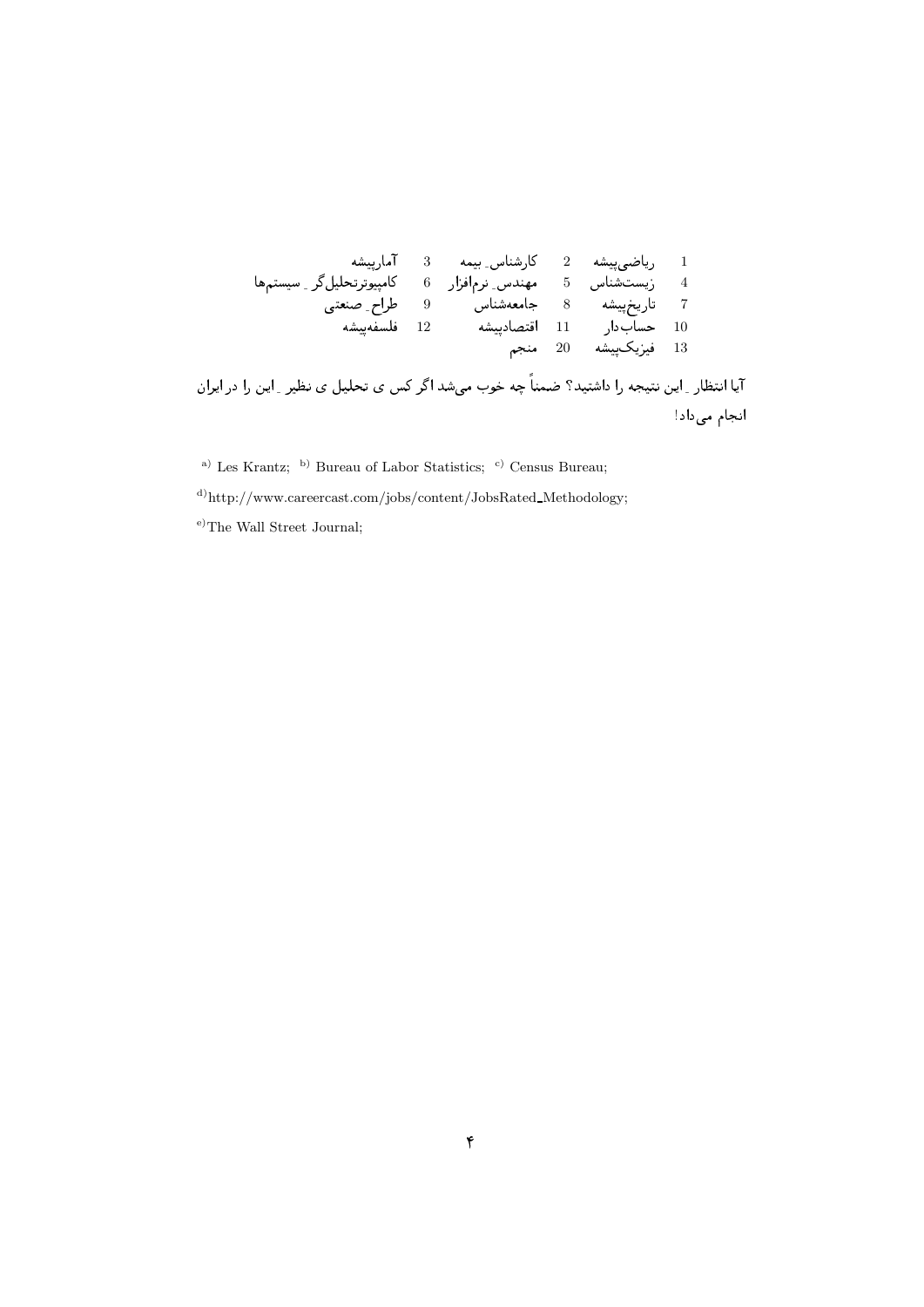| | | | | | |
|---|---|---|---|---|---|
| 1 | ریاضی‌پیشه | 2 | کارشناس ِ بیمه | 3 | آمارپیشه |
| 4 | زیست‌شناس | 5 | مهندس ِ نرم‌افزار | 6 | کامپیوترتحلیل‌گر ِ سیستم‌ها |
| 7 | تاریخ‌پیشه | 8 | جامعه‌شناس | 9 | طراح ِ صنعتی |
| 10 | حساب‌دار | 11 | اقتصادپیشه | 12 | فلسفه‌پیشه |
| 13 | فیزیک‌پیشه | 20 | منجم | | |

آیا انتظار ِ این نتیجه را داشتید؟ ضمناً چه خوب می‌شد اگر کس ی تحلیل ی نظیر ِ این را در ایران انجام می‌داد!

[a] Les Krantz; [b] Bureau of Labor Statistics; [c] Census Bureau;

[d] http://www.careercast.com/jobs/content/JobsRated_Methodology;

[e] The Wall Street Journal;